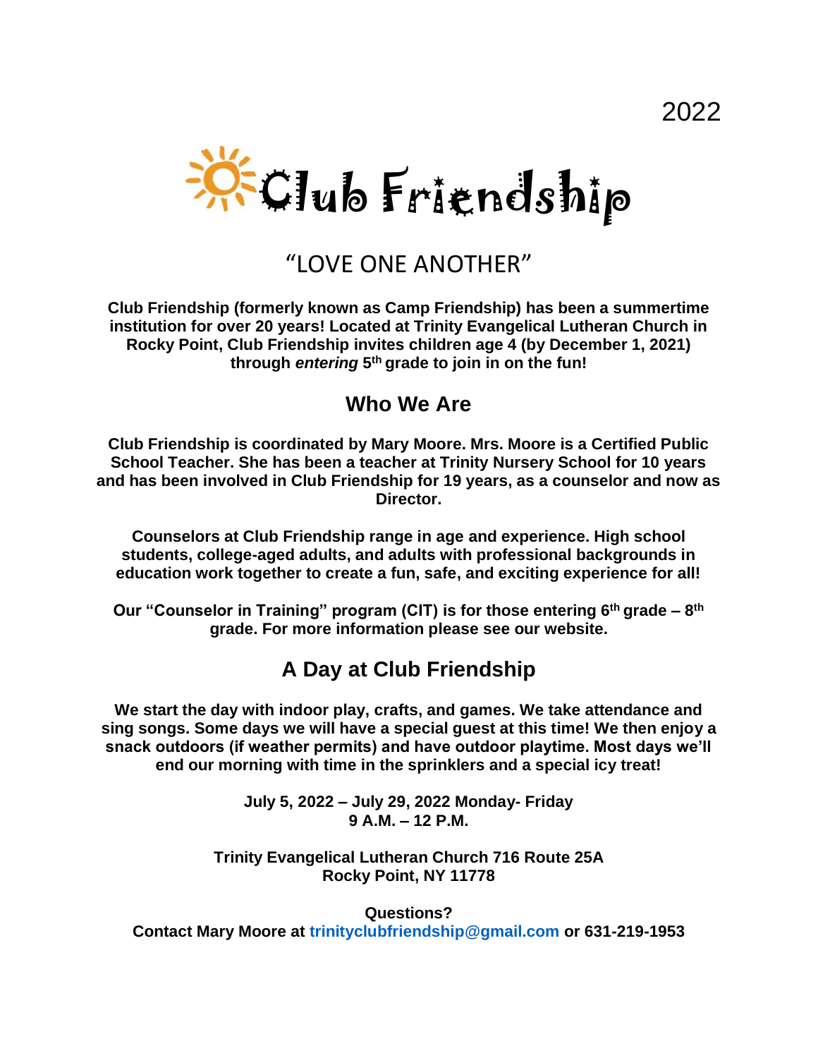2022

# Club Friendship

## "LOVE ONE ANOTHER"

**Club Friendship (formerly known as Camp Friendship) has been a summertime institution for over 20 years! Located at Trinity Evangelical Lutheran Church in Rocky Point, Club Friendship invites children age 4 (by December 1, 2021) through *entering* 5th grade to join in on the fun!**

## Who We Are

**Club Friendship is coordinated by Mary Moore. Mrs. Moore is a Certified Public School Teacher. She has been a teacher at Trinity Nursery School for 10 years and has been involved in Club Friendship for 19 years, as a counselor and now as Director.**

**Counselors at Club Friendship range in age and experience. High school students, college-aged adults, and adults with professional backgrounds in education work together to create a fun, safe, and exciting experience for all!**

**Our "Counselor in Training" program (CIT) is for those entering 6th grade – 8th grade. For more information please see our website.**

## A Day at Club Friendship

**We start the day with indoor play, crafts, and games. We take attendance and sing songs. Some days we will have a special guest at this time! We then enjoy a snack outdoors (if weather permits) and have outdoor playtime. Most days we'll end our morning with time in the sprinklers and a special icy treat!**

**July 5, 2022 – July 29, 2022 Monday- Friday**
**9 A.M. – 12 P.M.**

**Trinity Evangelical Lutheran Church 716 Route 25A**
**Rocky Point, NY 11778**

**Questions?**
**Contact Mary Moore at trinityclubfriendship@gmail.com or 631-219-1953**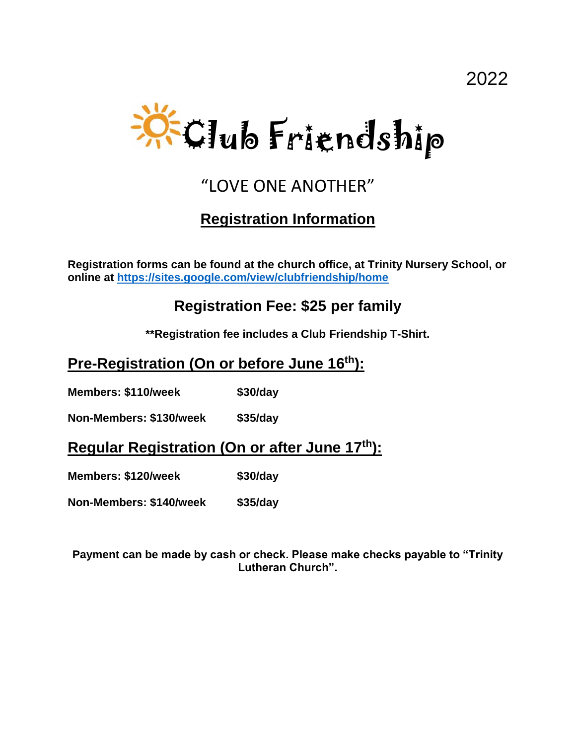2022

# Club Friendship

"LOVE ONE ANOTHER"

## Registration Information

**Registration forms can be found at the church office, at Trinity Nursery School, or online at https://sites.google.com/view/clubfriendship/home**

### Registration Fee: $25 per family

**\*\*Registration fee includes a Club Friendship T-Shirt.**

## Pre-Registration (On or before June 16th):

**Members: $110/week $30/day**

**Non-Members: $130/week $35/day**

## Regular Registration (On or after June 17th):

**Members: $120/week $30/day**

**Non-Members: $140/week $35/day**

**Payment can be made by cash or check. Please make checks payable to "Trinity Lutheran Church".**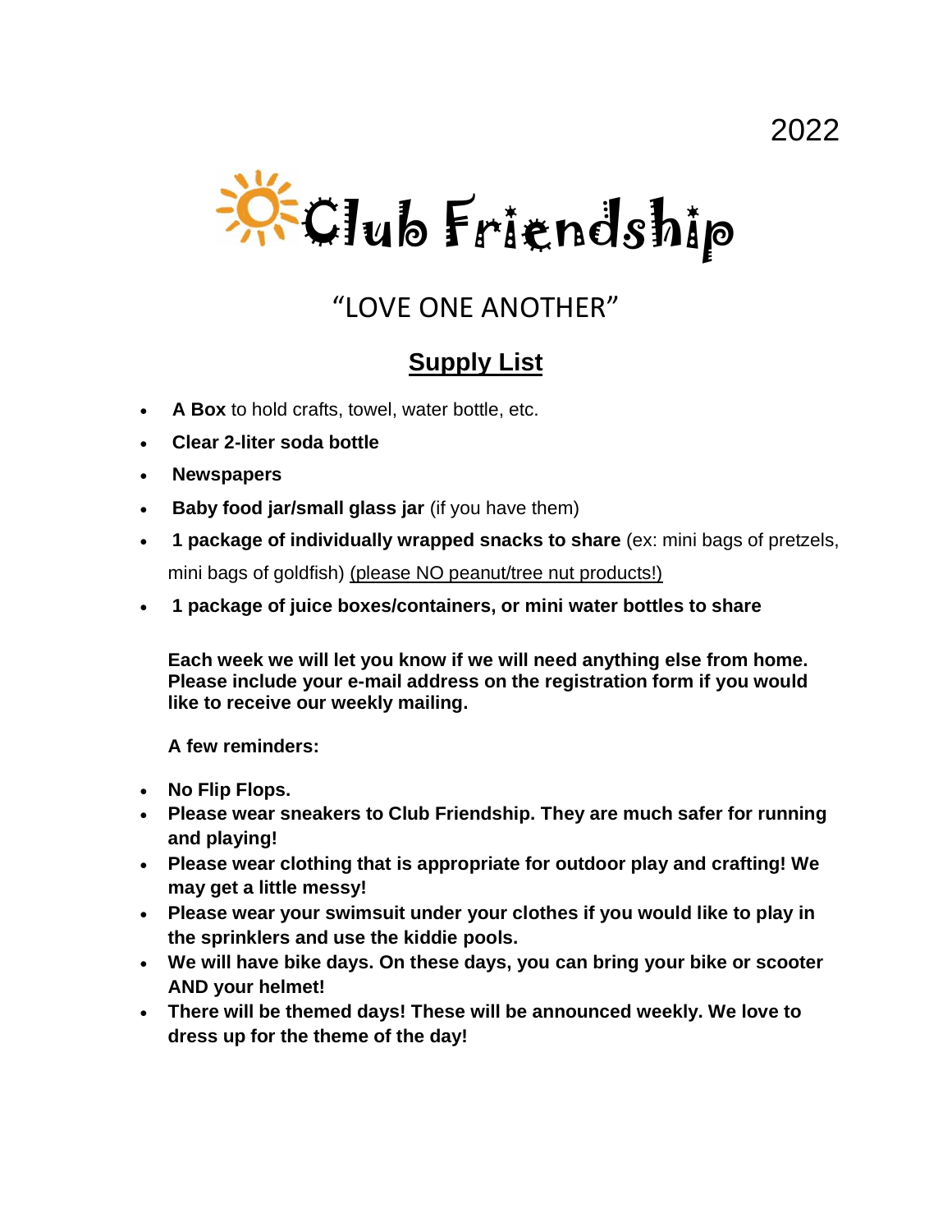2022

# Club Friendship

“LOVE ONE ANOTHER”

## Supply List

- **A Box** to hold crafts, towel, water bottle, etc.
- **Clear 2-liter soda bottle**
- **Newspapers**
- **Baby food jar/small glass jar** (if you have them)
- **1 package of individually wrapped snacks to share** (ex: mini bags of pretzels, mini bags of goldfish) (please NO peanut/tree nut products!)
- **1 package of juice boxes/containers, or mini water bottles to share**

**Each week we will let you know if we will need anything else from home. Please include your e-mail address on the registration form if you would like to receive our weekly mailing.**

**A few reminders:**

- **No Flip Flops.**
- **Please wear sneakers to Club Friendship. They are much safer for running and playing!**
- **Please wear clothing that is appropriate for outdoor play and crafting! We may get a little messy!**
- **Please wear your swimsuit under your clothes if you would like to play in the sprinklers and use the kiddie pools.**
- **We will have bike days. On these days, you can bring your bike or scooter AND your helmet!**
- **There will be themed days! These will be announced weekly. We love to dress up for the theme of the day!**